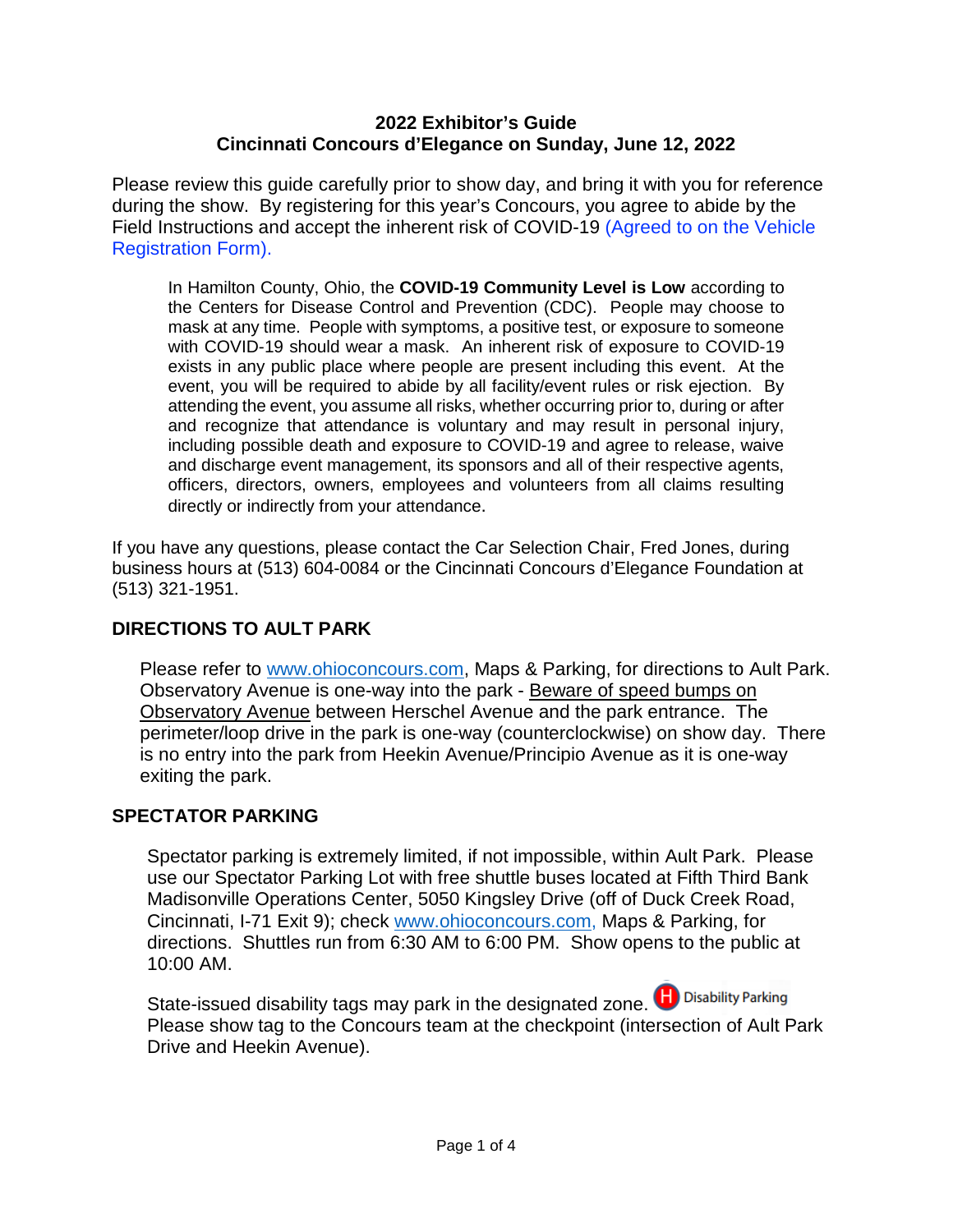**2022 Exhibitor's Guide**
**Cincinnati Concours d'Elegance on Sunday, June 12, 2022**

Please review this guide carefully prior to show day, and bring it with you for reference during the show. By registering for this year's Concours, you agree to abide by the Field Instructions and accept the inherent risk of COVID-19 (Agreed to on the Vehicle Registration Form).

> In Hamilton County, Ohio, the **COVID-19 Community Level is Low** according to the Centers for Disease Control and Prevention (CDC). People may choose to mask at any time. People with symptoms, a positive test, or exposure to someone with COVID-19 should wear a mask. An inherent risk of exposure to COVID-19 exists in any public place where people are present including this event. At the event, you will be required to abide by all facility/event rules or risk ejection. By attending the event, you assume all risks, whether occurring prior to, during or after and recognize that attendance is voluntary and may result in personal injury, including possible death and exposure to COVID-19 and agree to release, waive and discharge event management, its sponsors and all of their respective agents, officers, directors, owners, employees and volunteers from all claims resulting directly or indirectly from your attendance.

If you have any questions, please contact the Car Selection Chair, Fred Jones, during business hours at (513) 604-0084 or the Cincinnati Concours d'Elegance Foundation at (513) 321-1951.

## DIRECTIONS TO AULT PARK

Please refer to www.ohioconcours.com, Maps & Parking, for directions to Ault Park. Observatory Avenue is one-way into the park - Beware of speed bumps on Observatory Avenue between Herschel Avenue and the park entrance. The perimeter/loop drive in the park is one-way (counterclockwise) on show day. There is no entry into the park from Heekin Avenue/Principio Avenue as it is one-way exiting the park.

## SPECTATOR PARKING

Spectator parking is extremely limited, if not impossible, within Ault Park. Please use our Spectator Parking Lot with free shuttle buses located at Fifth Third Bank Madisonville Operations Center, 5050 Kingsley Drive (off of Duck Creek Road, Cincinnati, I-71 Exit 9); check www.ohioconcours.com, Maps & Parking, for directions. Shuttles run from 6:30 AM to 6:00 PM. Show opens to the public at 10:00 AM.

State-issued disability tags may park in the designated zone. H Disability Parking Please show tag to the Concours team at the checkpoint (intersection of Ault Park Drive and Heekin Avenue).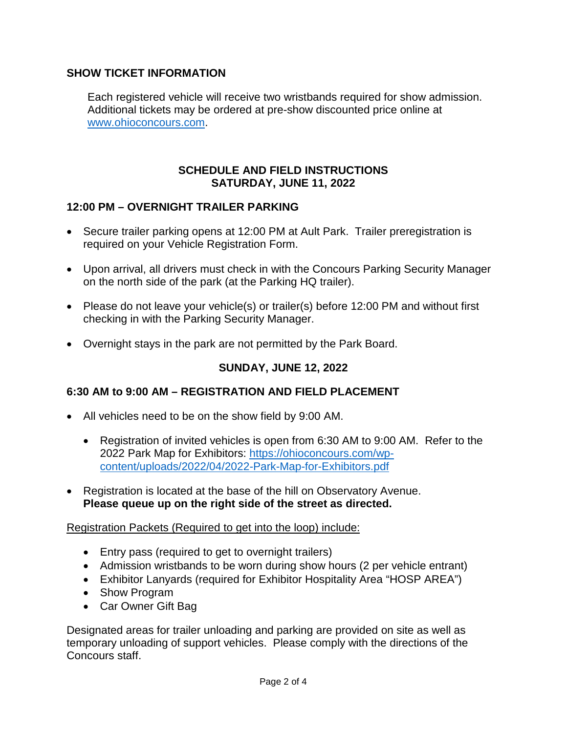## SHOW TICKET INFORMATION

Each registered vehicle will receive two wristbands required for show admission. Additional tickets may be ordered at pre-show discounted price online at [www.ohioconcours.com](http://www.ohioconcours.com).

## SCHEDULE AND FIELD INSTRUCTIONS
## SATURDAY, JUNE 11, 2022

### 12:00 PM – OVERNIGHT TRAILER PARKING

- Secure trailer parking opens at 12:00 PM at Ault Park. Trailer preregistration is required on your Vehicle Registration Form.
- Upon arrival, all drivers must check in with the Concours Parking Security Manager on the north side of the park (at the Parking HQ trailer).
- Please do not leave your vehicle(s) or trailer(s) before 12:00 PM and without first checking in with the Parking Security Manager.
- Overnight stays in the park are not permitted by the Park Board.

## SUNDAY, JUNE 12, 2022

### 6:30 AM to 9:00 AM – REGISTRATION AND FIELD PLACEMENT

- All vehicles need to be on the show field by 9:00 AM.
  - Registration of invited vehicles is open from 6:30 AM to 9:00 AM. Refer to the 2022 Park Map for Exhibitors: [https://ohioconcours.com/wp-content/uploads/2022/04/2022-Park-Map-for-Exhibitors.pdf](https://ohioconcours.com/wp-content/uploads/2022/04/2022-Park-Map-for-Exhibitors.pdf)
- Registration is located at the base of the hill on Observatory Avenue. **Please queue up on the right side of the street as directed.**

<u>Registration Packets (Required to get into the loop) include:</u>

- Entry pass (required to get to overnight trailers)
- Admission wristbands to be worn during show hours (2 per vehicle entrant)
- Exhibitor Lanyards (required for Exhibitor Hospitality Area "HOSP AREA")
- Show Program
- Car Owner Gift Bag

Designated areas for trailer unloading and parking are provided on site as well as temporary unloading of support vehicles. Please comply with the directions of the Concours staff.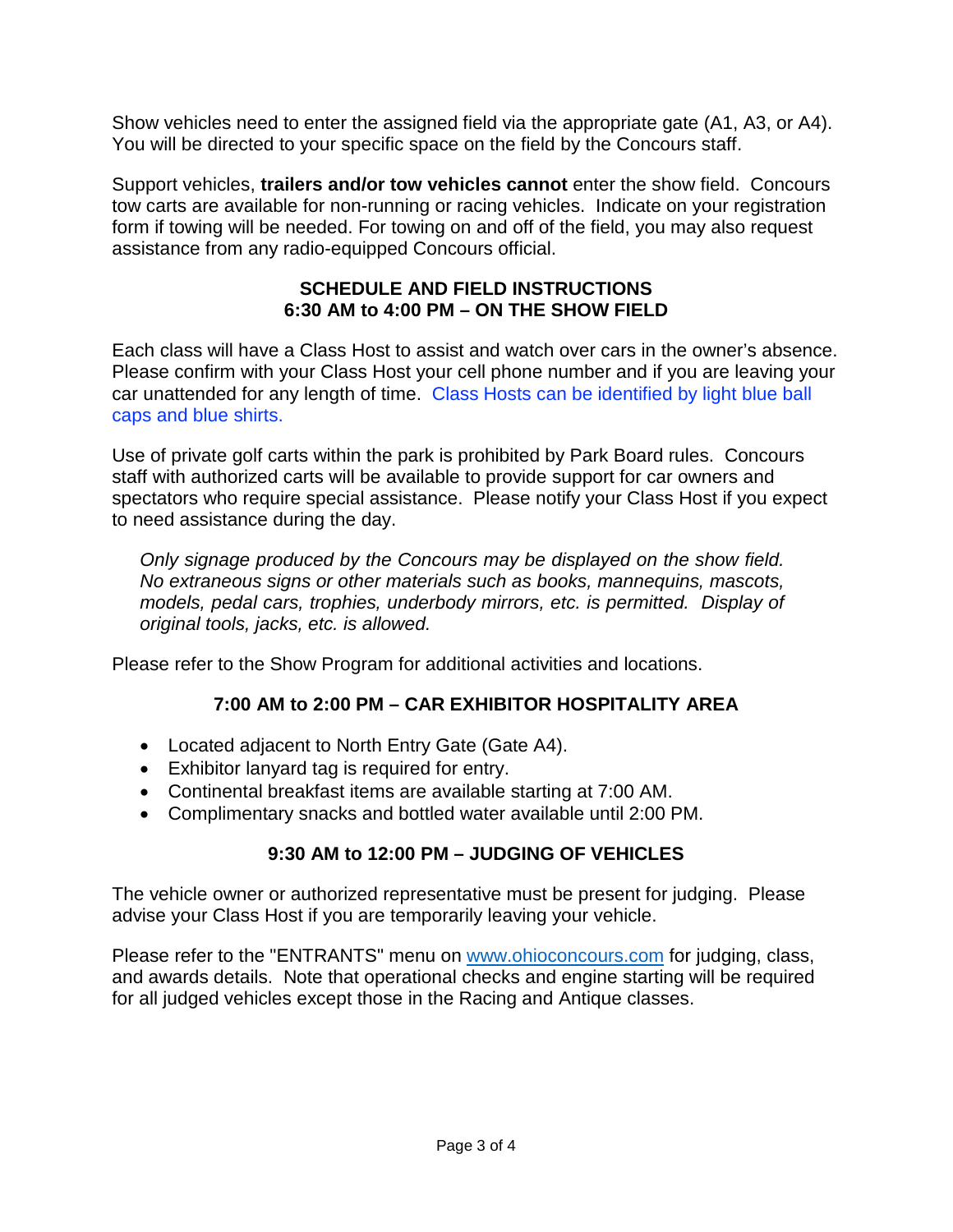Show vehicles need to enter the assigned field via the appropriate gate (A1, A3, or A4). You will be directed to your specific space on the field by the Concours staff.

Support vehicles, **trailers and/or tow vehicles cannot** enter the show field. Concours tow carts are available for non-running or racing vehicles. Indicate on your registration form if towing will be needed. For towing on and off of the field, you may also request assistance from any radio-equipped Concours official.

## SCHEDULE AND FIELD INSTRUCTIONS
## 6:30 AM to 4:00 PM – ON THE SHOW FIELD

Each class will have a Class Host to assist and watch over cars in the owner's absence. Please confirm with your Class Host your cell phone number and if you are leaving your car unattended for any length of time. Class Hosts can be identified by light blue ball caps and blue shirts.

Use of private golf carts within the park is prohibited by Park Board rules. Concours staff with authorized carts will be available to provide support for car owners and spectators who require special assistance. Please notify your Class Host if you expect to need assistance during the day.

> *Only signage produced by the Concours may be displayed on the show field. No extraneous signs or other materials such as books, mannequins, mascots, models, pedal cars, trophies, underbody mirrors, etc. is permitted. Display of original tools, jacks, etc. is allowed.*

Please refer to the Show Program for additional activities and locations.

## 7:00 AM to 2:00 PM – CAR EXHIBITOR HOSPITALITY AREA

- Located adjacent to North Entry Gate (Gate A4).
- Exhibitor lanyard tag is required for entry.
- Continental breakfast items are available starting at 7:00 AM.
- Complimentary snacks and bottled water available until 2:00 PM.

## 9:30 AM to 12:00 PM – JUDGING OF VEHICLES

The vehicle owner or authorized representative must be present for judging. Please advise your Class Host if you are temporarily leaving your vehicle.

Please refer to the "ENTRANTS" menu on www.ohioconcours.com for judging, class, and awards details. Note that operational checks and engine starting will be required for all judged vehicles except those in the Racing and Antique classes.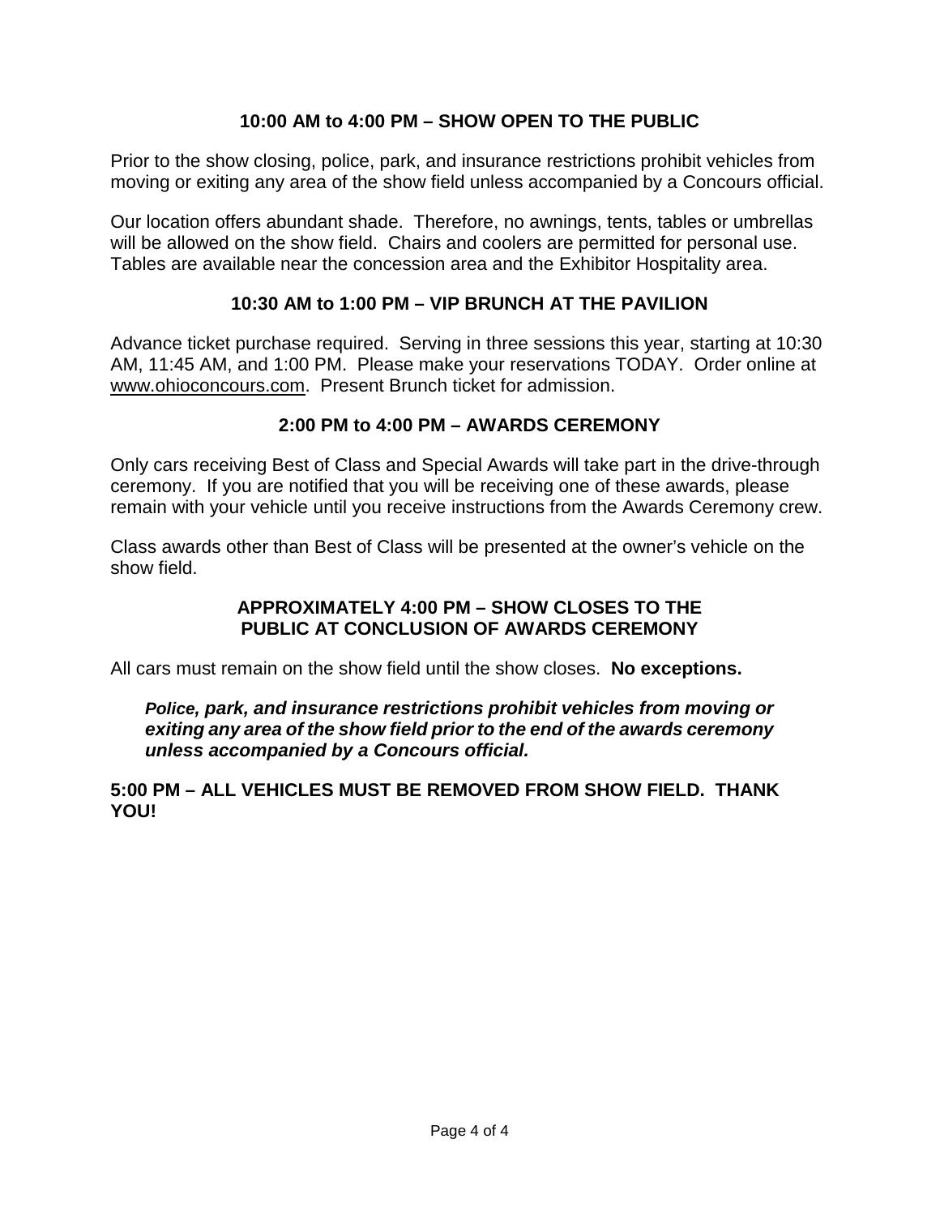### 10:00 AM to 4:00 PM – SHOW OPEN TO THE PUBLIC

Prior to the show closing, police, park, and insurance restrictions prohibit vehicles from moving or exiting any area of the show field unless accompanied by a Concours official.

Our location offers abundant shade. Therefore, no awnings, tents, tables or umbrellas will be allowed on the show field. Chairs and coolers are permitted for personal use. Tables are available near the concession area and the Exhibitor Hospitality area.

### 10:30 AM to 1:00 PM – VIP BRUNCH AT THE PAVILION

Advance ticket purchase required. Serving in three sessions this year, starting at 10:30 AM, 11:45 AM, and 1:00 PM. Please make your reservations TODAY. Order online at www.ohioconcours.com. Present Brunch ticket for admission.

### 2:00 PM to 4:00 PM – AWARDS CEREMONY

Only cars receiving Best of Class and Special Awards will take part in the drive-through ceremony. If you are notified that you will be receiving one of these awards, please remain with your vehicle until you receive instructions from the Awards Ceremony crew.

Class awards other than Best of Class will be presented at the owner's vehicle on the show field.

### APPROXIMATELY 4:00 PM – SHOW CLOSES TO THE PUBLIC AT CONCLUSION OF AWARDS CEREMONY

All cars must remain on the show field until the show closes. **No exceptions.**

> ***Police, park, and insurance restrictions prohibit vehicles from moving or exiting any area of the show field prior to the end of the awards ceremony unless accompanied by a Concours official.***

**5:00 PM – ALL VEHICLES MUST BE REMOVED FROM SHOW FIELD. THANK YOU!**